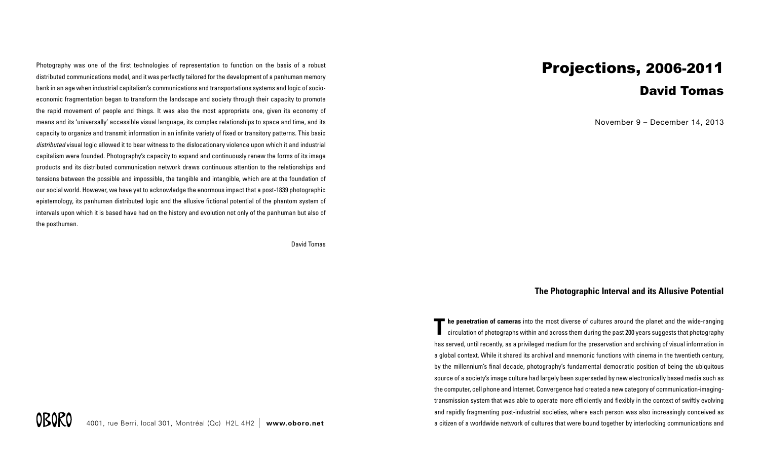# Projections, 2006-2011

## David Tomas

November 9 – December 14, 2013

Photography was one of the first technologies of representation to function on the basis of a robust distributed communications model, and it was perfectly tailored for the development of a panhuman memory bank in an age when industrial capitalism's communications and transportations systems and logic of socio-economic fragmentation began to transform the landscape and society through their capacity to promote the rapid movement of people and things. It was also the most appropriate one, given its economy of means and its 'universally' accessible visual language, its complex relationships to space and time, and its capacity to organize and transmit information in an infinite variety of fixed or transitory patterns. This basic *distributed* visual logic allowed it to bear witness to the dislocationary violence upon which it and industrial capitalism were founded. Photography's capacity to expand and continuously renew the forms of its image products and its distributed communication network draws continuous attention to the relationships and tensions between the possible and impossible, the tangible and intangible, which are at the foundation of our social world. However, we have yet to acknowledge the enormous impact that a post-1839 photographic epistemology, its panhuman distributed logic and the allusive fictional potential of the phantom system of intervals upon which it is based have had on the history and evolution not only of the panhuman but also of the posthuman.

David Tomas

OBORO 4001, rue Berri, local 301, Montréal (Qc) H2L 4H2 | **www.oboro.net**

### The Photographic Interval and its Allusive Potential

**The penetration of cameras** into the most diverse of cultures around the planet and the wide-ranging circulation of photographs within and across them during the past 200 years suggests that photography has served, until recently, as a privileged medium for the preservation and archiving of visual information in a global context. While it shared its archival and mnemonic functions with cinema in the twentieth century, by the millennium's final decade, photography's fundamental democratic position of being the ubiquitous source of a society's image culture had largely been superseded by new electronically based media such as the computer, cell phone and Internet. Convergence had created a new category of communication-imaging-transmission system that was able to operate more efficiently and flexibly in the context of swiftly evolving and rapidly fragmenting post-industrial societies, where each person was also increasingly conceived as a citizen of a worldwide network of cultures that were bound together by interlocking communications and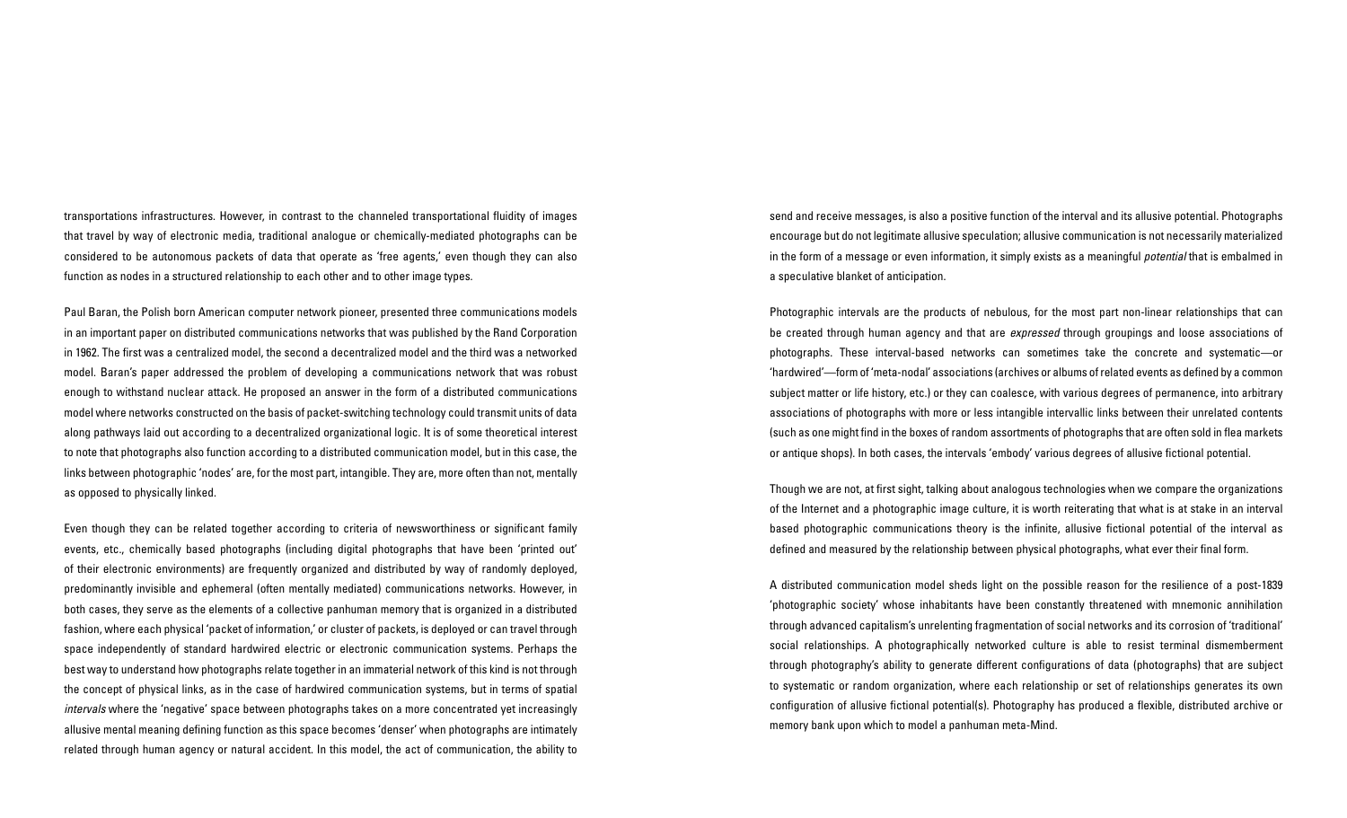transportations infrastructures. However, in contrast to the channeled transportational fluidity of images that travel by way of electronic media, traditional analogue or chemically-mediated photographs can be considered to be autonomous packets of data that operate as 'free agents,' even though they can also function as nodes in a structured relationship to each other and to other image types.

Paul Baran, the Polish born American computer network pioneer, presented three communications models in an important paper on distributed communications networks that was published by the Rand Corporation in 1962. The first was a centralized model, the second a decentralized model and the third was a networked model. Baran's paper addressed the problem of developing a communications network that was robust enough to withstand nuclear attack. He proposed an answer in the form of a distributed communications model where networks constructed on the basis of packet-switching technology could transmit units of data along pathways laid out according to a decentralized organizational logic. It is of some theoretical interest to note that photographs also function according to a distributed communication model, but in this case, the links between photographic 'nodes' are, for the most part, intangible. They are, more often than not, mentally as opposed to physically linked.

Even though they can be related together according to criteria of newsworthiness or significant family events, etc., chemically based photographs (including digital photographs that have been 'printed out' of their electronic environments) are frequently organized and distributed by way of randomly deployed, predominantly invisible and ephemeral (often mentally mediated) communications networks. However, in both cases, they serve as the elements of a collective panhuman memory that is organized in a distributed fashion, where each physical 'packet of information,' or cluster of packets, is deployed or can travel through space independently of standard hardwired electric or electronic communication systems. Perhaps the best way to understand how photographs relate together in an immaterial network of this kind is not through the concept of physical links, as in the case of hardwired communication systems, but in terms of spatial *intervals* where the 'negative' space between photographs takes on a more concentrated yet increasingly allusive mental meaning defining function as this space becomes 'denser' when photographs are intimately related through human agency or natural accident. In this model, the act of communication, the ability to send and receive messages, is also a positive function of the interval and its allusive potential. Photographs encourage but do not legitimate allusive speculation; allusive communication is not necessarily materialized in the form of a message or even information, it simply exists as a meaningful *potential* that is embalmed in a speculative blanket of anticipation.

Photographic intervals are the products of nebulous, for the most part non-linear relationships that can be created through human agency and that are *expressed* through groupings and loose associations of photographs. These interval-based networks can sometimes take the concrete and systematic—or 'hardwired'—form of 'meta-nodal' associations (archives or albums of related events as defined by a common subject matter or life history, etc.) or they can coalesce, with various degrees of permanence, into arbitrary associations of photographs with more or less intangible intervallic links between their unrelated contents (such as one might find in the boxes of random assortments of photographs that are often sold in flea markets or antique shops). In both cases, the intervals 'embody' various degrees of allusive fictional potential.

Though we are not, at first sight, talking about analogous technologies when we compare the organizations of the Internet and a photographic image culture, it is worth reiterating that what is at stake in an interval based photographic communications theory is the infinite, allusive fictional potential of the interval as defined and measured by the relationship between physical photographs, what ever their final form.

A distributed communication model sheds light on the possible reason for the resilience of a post-1839 'photographic society' whose inhabitants have been constantly threatened with mnemonic annihilation through advanced capitalism's unrelenting fragmentation of social networks and its corrosion of 'traditional' social relationships. A photographically networked culture is able to resist terminal dismemberment through photography's ability to generate different configurations of data (photographs) that are subject to systematic or random organization, where each relationship or set of relationships generates its own configuration of allusive fictional potential(s). Photography has produced a flexible, distributed archive or memory bank upon which to model a panhuman meta-Mind.